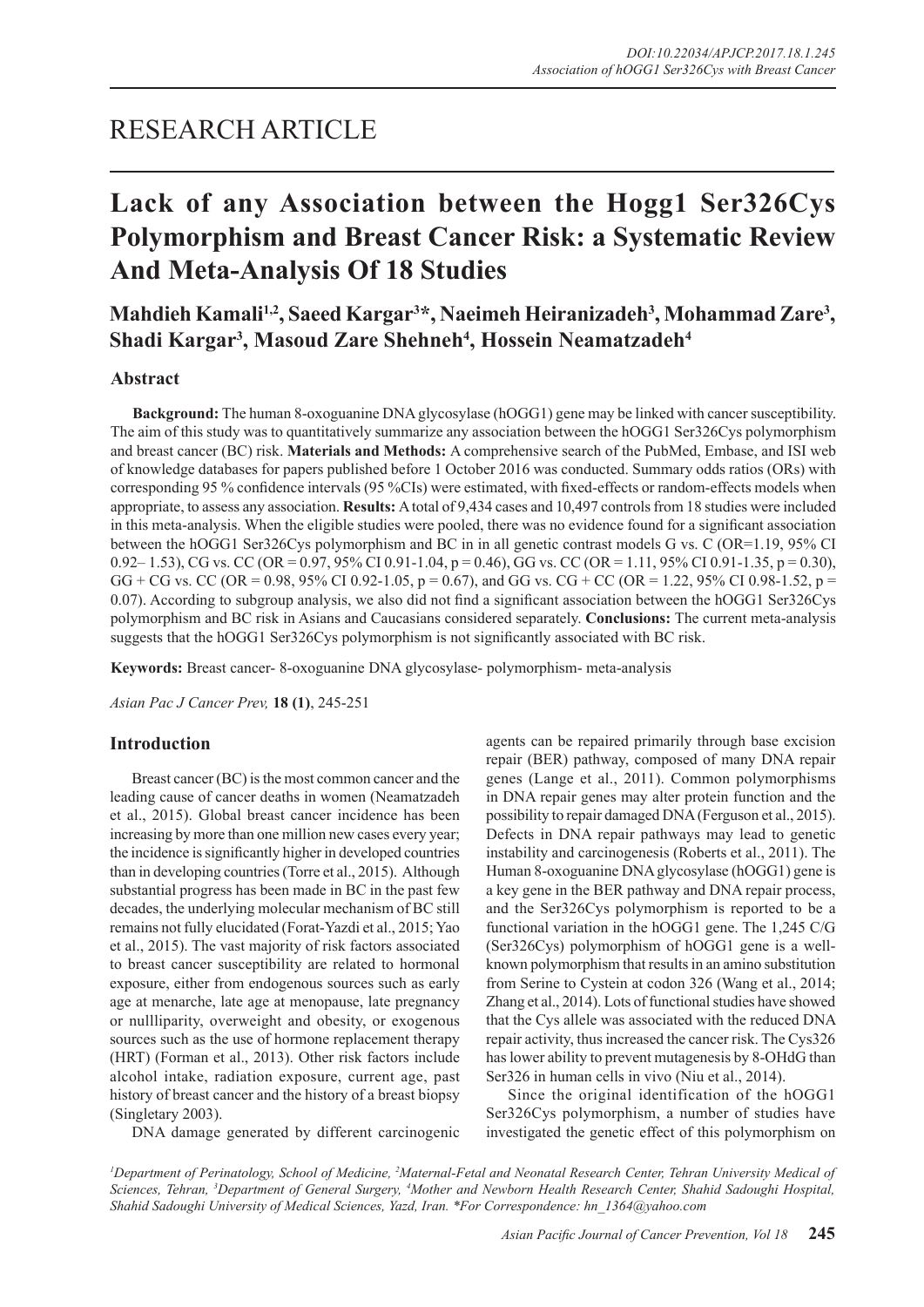RESEARCH ARTICLE

# Lack of any Association between the Hogg1 Ser326Cys Polymorphism and Breast Cancer Risk: a Systematic Review And Meta-Analysis Of 18 Studies

**Mahdieh Kamali[1,2], Saeed Kargar[3]*, Naeimeh Heiranizadeh[3], Mohammad Zare[3], Shadi Kargar[3], Masoud Zare Shehneh[4], Hossein Neamatzadeh[4]**

## Abstract

**Background:** The human 8-oxoguanine DNA glycosylase (hOGG1) gene may be linked with cancer susceptibility. The aim of this study was to quantitatively summarize any association between the hOGG1 Ser326Cys polymorphism and breast cancer (BC) risk. **Materials and Methods:** A comprehensive search of the PubMed, Embase, and ISI web of knowledge databases for papers published before 1 October 2016 was conducted. Summary odds ratios (ORs) with corresponding 95 % confidence intervals (95 %CIs) were estimated, with fixed-effects or random-effects models when appropriate, to assess any association. **Results:** A total of 9,434 cases and 10,497 controls from 18 studies were included in this meta-analysis. When the eligible studies were pooled, there was no evidence found for a significant association between the hOGG1 Ser326Cys polymorphism and BC in in all genetic contrast models G vs. C (OR=1.19, 95% CI 0.92– 1.53), CG vs. CC (OR = 0.97, 95% CI 0.91-1.04, p = 0.46), GG vs. CC (OR = 1.11, 95% CI 0.91-1.35, p = 0.30), GG + CG vs. CC (OR = 0.98, 95% CI 0.92-1.05, p = 0.67), and GG vs. CG + CC (OR = 1.22, 95% CI 0.98-1.52, p = 0.07). According to subgroup analysis, we also did not find a significant association between the hOGG1 Ser326Cys polymorphism and BC risk in Asians and Caucasians considered separately. **Conclusions:** The current meta-analysis suggests that the hOGG1 Ser326Cys polymorphism is not significantly associated with BC risk.

**Keywords:** Breast cancer- 8-oxoguanine DNA glycosylase- polymorphism- meta-analysis

*Asian Pac J Cancer Prev,* **18 (1)**, 245-251

## Introduction

Breast cancer (BC) is the most common cancer and the leading cause of cancer deaths in women (Neamatzadeh et al., 2015). Global breast cancer incidence has been increasing by more than one million new cases every year; the incidence is significantly higher in developed countries than in developing countries (Torre et al., 2015). Although substantial progress has been made in BC in the past few decades, the underlying molecular mechanism of BC still remains not fully elucidated (Forat-Yazdi et al., 2015; Yao et al., 2015). The vast majority of risk factors associated to breast cancer susceptibility are related to hormonal exposure, either from endogenous sources such as early age at menarche, late age at menopause, late pregnancy or nullliparity, overweight and obesity, or exogenous sources such as the use of hormone replacement therapy (HRT) (Forman et al., 2013). Other risk factors include alcohol intake, radiation exposure, current age, past history of breast cancer and the history of a breast biopsy (Singletary 2003).

DNA damage generated by different carcinogenic agents can be repaired primarily through base excision repair (BER) pathway, composed of many DNA repair genes (Lange et al., 2011). Common polymorphisms in DNA repair genes may alter protein function and the possibility to repair damaged DNA (Ferguson et al., 2015). Defects in DNA repair pathways may lead to genetic instability and carcinogenesis (Roberts et al., 2011). The Human 8-oxoguanine DNA glycosylase (hOGG1) gene is a key gene in the BER pathway and DNA repair process, and the Ser326Cys polymorphism is reported to be a functional variation in the hOGG1 gene. The 1,245 C/G (Ser326Cys) polymorphism of hOGG1 gene is a well-known polymorphism that results in an amino substitution from Serine to Cystein at codon 326 (Wang et al., 2014; Zhang et al., 2014). Lots of functional studies have showed that the Cys allele was associated with the reduced DNA repair activity, thus increased the cancer risk. The Cys326 has lower ability to prevent mutagenesis by 8-OHdG than Ser326 in human cells in vivo (Niu et al., 2014).

Since the original identification of the hOGG1 Ser326Cys polymorphism, a number of studies have investigated the genetic effect of this polymorphism on

[1]Department of Perinatology, School of Medicine, [2]Maternal-Fetal and Neonatal Research Center, Tehran University Medical of Sciences, Tehran, [3]Department of General Surgery, [4]Mother and Newborn Health Research Center, Shahid Sadoughi Hospital, Shahid Sadoughi University of Medical Sciences, Yazd, Iran. *For Correspondence: hn_1364@yahoo.com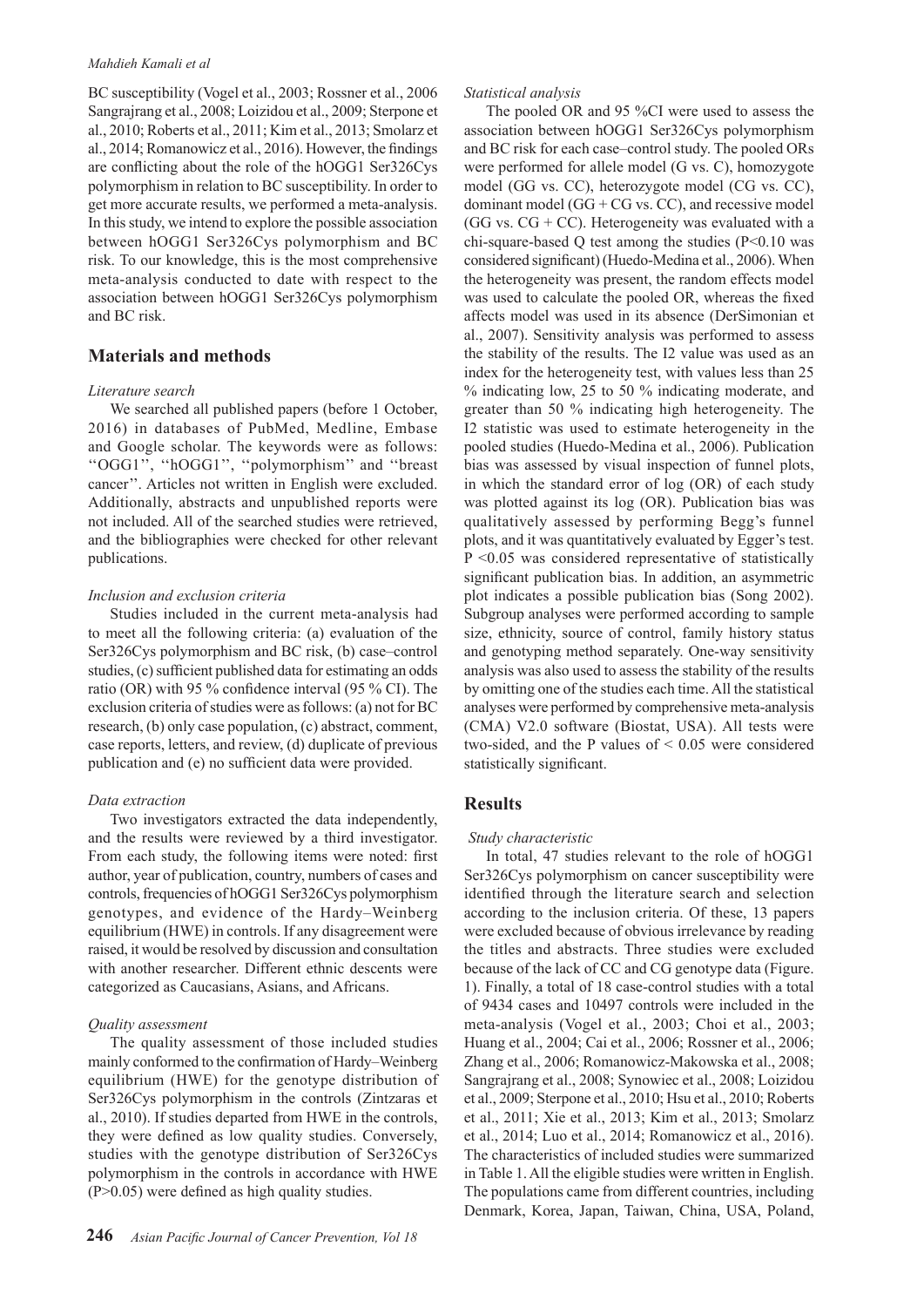BC susceptibility (Vogel et al., 2003; Rossner et al., 2006 Sangrajrang et al., 2008; Loizidou et al., 2009; Sterpone et al., 2010; Roberts et al., 2011; Kim et al., 2013; Smolarz et al., 2014; Romanowicz et al., 2016). However, the findings are conflicting about the role of the hOGG1 Ser326Cys polymorphism in relation to BC susceptibility. In order to get more accurate results, we performed a meta-analysis. In this study, we intend to explore the possible association between hOGG1 Ser326Cys polymorphism and BC risk. To our knowledge, this is the most comprehensive meta-analysis conducted to date with respect to the association between hOGG1 Ser326Cys polymorphism and BC risk.

## Materials and methods

### *Literature search*

We searched all published papers (before 1 October, 2016) in databases of PubMed, Medline, Embase and Google scholar. The keywords were as follows: ''OGG1'', ''hOGG1'', ''polymorphism'' and ''breast cancer''. Articles not written in English were excluded. Additionally, abstracts and unpublished reports were not included. All of the searched studies were retrieved, and the bibliographies were checked for other relevant publications.

### *Inclusion and exclusion criteria*

Studies included in the current meta-analysis had to meet all the following criteria: (a) evaluation of the Ser326Cys polymorphism and BC risk, (b) case–control studies, (c) sufficient published data for estimating an odds ratio (OR) with 95 % confidence interval (95 % CI). The exclusion criteria of studies were as follows: (a) not for BC research, (b) only case population, (c) abstract, comment, case reports, letters, and review, (d) duplicate of previous publication and (e) no sufficient data were provided.

### *Data extraction*

Two investigators extracted the data independently, and the results were reviewed by a third investigator. From each study, the following items were noted: first author, year of publication, country, numbers of cases and controls, frequencies of hOGG1 Ser326Cys polymorphism genotypes, and evidence of the Hardy–Weinberg equilibrium (HWE) in controls. If any disagreement were raised, it would be resolved by discussion and consultation with another researcher. Different ethnic descents were categorized as Caucasians, Asians, and Africans.

### *Quality assessment*

The quality assessment of those included studies mainly conformed to the confirmation of Hardy–Weinberg equilibrium (HWE) for the genotype distribution of Ser326Cys polymorphism in the controls (Zintzaras et al., 2010). If studies departed from HWE in the controls, they were defined as low quality studies. Conversely, studies with the genotype distribution of Ser326Cys polymorphism in the controls in accordance with HWE ($P>0.05$) were defined as high quality studies.

### *Statistical analysis*

The pooled OR and 95 %CI were used to assess the association between hOGG1 Ser326Cys polymorphism and BC risk for each case–control study. The pooled ORs were performed for allele model (G vs. C), homozygote model (GG vs. CC), heterozygote model (CG vs. CC), dominant model (GG + CG vs. CC), and recessive model (GG vs. CG + CC). Heterogeneity was evaluated with a chi-square-based Q test among the studies ($P<0.10$ was considered significant) (Huedo-Medina et al., 2006). When the heterogeneity was present, the random effects model was used to calculate the pooled OR, whereas the fixed affects model was used in its absence (DerSimonian et al., 2007). Sensitivity analysis was performed to assess the stability of the results. The I2 value was used as an index for the heterogeneity test, with values less than 25 % indicating low, 25 to 50 % indicating moderate, and greater than 50 % indicating high heterogeneity. The I2 statistic was used to estimate heterogeneity in the pooled studies (Huedo-Medina et al., 2006). Publication bias was assessed by visual inspection of funnel plots, in which the standard error of log (OR) of each study was plotted against its log (OR). Publication bias was qualitatively assessed by performing Begg's funnel plots, and it was quantitatively evaluated by Egger's test. $P<0.05$ was considered representative of statistically significant publication bias. In addition, an asymmetric plot indicates a possible publication bias (Song 2002). Subgroup analyses were performed according to sample size, ethnicity, source of control, family history status and genotyping method separately. One-way sensitivity analysis was also used to assess the stability of the results by omitting one of the studies each time. All the statistical analyses were performed by comprehensive meta-analysis (CMA) V2.0 software (Biostat, USA). All tests were two-sided, and the P values of $< 0.05$ were considered statistically significant.

## Results

### *Study characteristic*

In total, 47 studies relevant to the role of hOGG1 Ser326Cys polymorphism on cancer susceptibility were identified through the literature search and selection according to the inclusion criteria. Of these, 13 papers were excluded because of obvious irrelevance by reading the titles and abstracts. Three studies were excluded because of the lack of CC and CG genotype data (Figure. 1). Finally, a total of 18 case-control studies with a total of 9434 cases and 10497 controls were included in the meta-analysis (Vogel et al., 2003; Choi et al., 2003; Huang et al., 2004; Cai et al., 2006; Rossner et al., 2006; Zhang et al., 2006; Romanowicz-Makowska et al., 2008; Sangrajrang et al., 2008; Synowiec et al., 2008; Loizidou et al., 2009; Sterpone et al., 2010; Hsu et al., 2010; Roberts et al., 2011; Xie et al., 2013; Kim et al., 2013; Smolarz et al., 2014; Luo et al., 2014; Romanowicz et al., 2016). The characteristics of included studies were summarized in Table 1. All the eligible studies were written in English. The populations came from different countries, including Denmark, Korea, Japan, Taiwan, China, USA, Poland,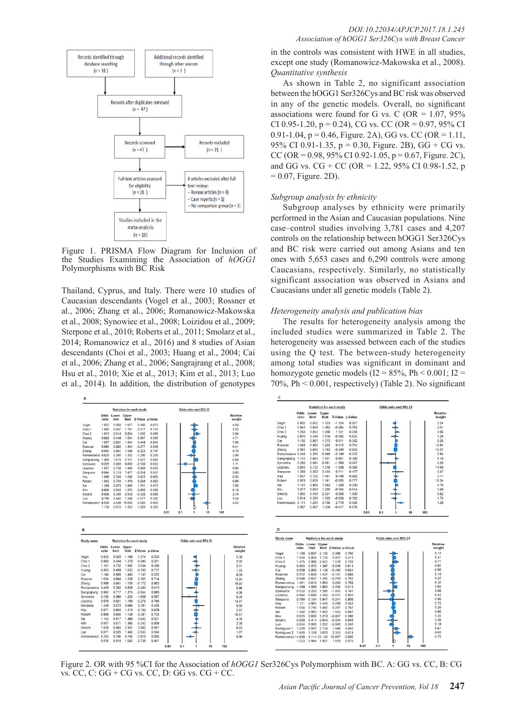Figure 1. PRISMA Flow Diagram for Inclusion of the Studies Examining the Association of *hOGG1* Polymorphisms with BC Risk

Thailand, Cyprus, and Italy. There were 10 studies of Caucasian descendants (Vogel et al., 2003; Rossner et al., 2006; Zhang et al., 2006; Romanowicz-Makowska et al., 2008; Synowiec et al., 2008; Loizidou et al., 2009; Sterpone et al., 2010; Roberts et al., 2011; Smolarz et al., 2014; Romanowicz et al., 2016) and 8 studies of Asian descendants (Choi et al., 2003; Huang et al., 2004; Cai et al., 2006; Zhang et al., 2006; Sangrajrang et al., 2008; Hsu et al., 2010; Xie et al., 2013; Kim et al., 2013; Luo et al., 2014). In addition, the distribution of genotypes in the controls was consistent with HWE in all studies, except one study (Romanowicz-Makowska et al., 2008).

*Quantitative synthesis*

As shown in Table 2, no significant association between the hOGG1 Ser326Cys and BC risk was observed in any of the genetic models. Overall, no significant associations were found for G vs. C (OR = 1.07, 95% CI 0.95-1.20, p = 0.24), CG vs. CC (OR = 0.97, 95% CI 0.91-1.04, p = 0.46, Figure. 2A), GG vs. CC (OR = 1.11, 95% CI 0.91-1.35, p = 0.30, Figure. 2B), GG + CG vs. CC (OR = 0.98, 95% CI 0.92-1.05, p = 0.67, Figure. 2C), and GG vs. CG + CC (OR = 1.22, 95% CI 0.98-1.52, p = 0.07, Figure. 2D).

*Subgroup analysis by ethnicity*

Subgroup analyses by ethnicity were primarily performed in the Asian and Caucasian populations. Nine case–control studies involving 3,781 cases and 4,207 controls on the relationship between hOGG1 Ser326Cys and BC risk were carried out among Asians and ten ones with 5,653 cases and 6,290 controls were among Caucasians, respectively. Similarly, no statistically significant association was observed in Asians and Caucasians under all genetic models (Table 2).

*Heterogeneity analysis and publication bias*

The results for heterogeneity analysis among the included studies were summarized in Table 2. The heterogeneity was assessed between each of the studies using the Q test. The between-study heterogeneity among total studies was significant in dominant and homozygote genetic models (I2 = 85%, Ph < 0.001; I2 = 70%, Ph < 0.001, respectively) (Table 2). No significant

Figure 2. OR with 95 %CI for the Association of *hOGG1* Ser326Cys Polymorphism with BC. A: GG vs. CC, B: CG vs. CC, C: GG + CG vs. CC, D: GG vs. CG + CC.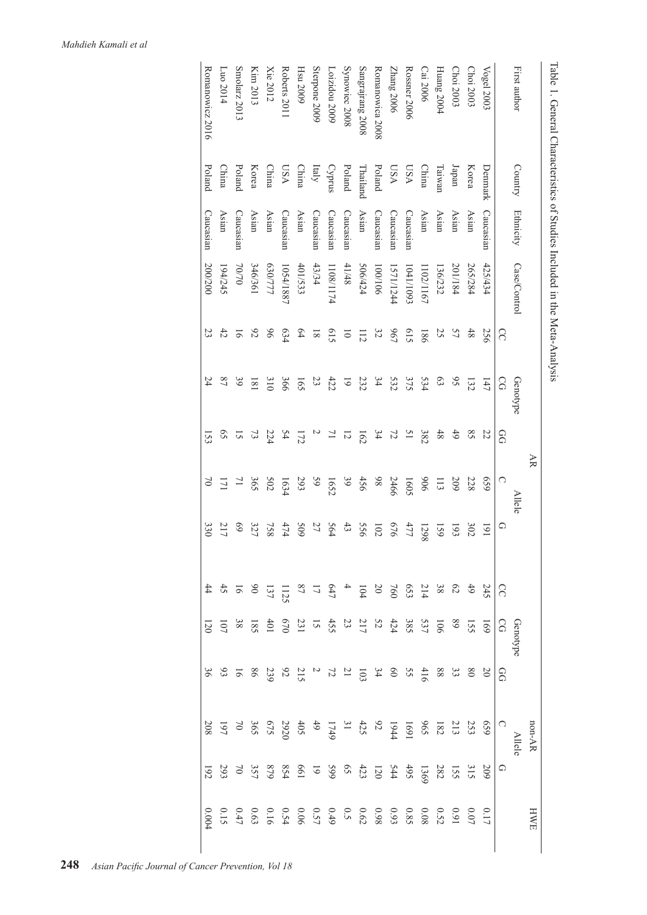Table 1. General Characteristics of Studies Included in the Meta-Analysis

| First author | Country | Ethnicity | Case/Control | AR | | | | | non-AR | | | | | HWE |
|---|---|---|---|---|---|---|---|---|---|---|---|---|---|---|
| | | | | Genotype | | | Allele | | Genotype | | | Allele | | |
| | | | | CC | CG | GG | C | G | CC | CG | GG | C | G | |
| Vogel 2003 | Denmark | Caucasian | 425/434 | 256 | 147 | 22 | 659 | 191 | 245 | 169 | 20 | 659 | 209 | 0.17 |
| Choi 2003 | Korea | Asian | 265/284 | 48 | 132 | 85 | 228 | 302 | 49 | 155 | 80 | 253 | 315 | 0.07 |
| Choi 2003 | Japan | Asian | 201/184 | 57 | 95 | 49 | 209 | 193 | 62 | 89 | 33 | 213 | 155 | 0.91 |
| Huang 2004 | Taiwan | Asian | 136/232 | 25 | 63 | 48 | 113 | 159 | 38 | 106 | 88 | 182 | 282 | 0.52 |
| Cai 2006 | China | Asian | 1102/1167 | 186 | 534 | 382 | 906 | 1298 | 214 | 537 | 416 | 965 | 1369 | 0.08 |
| Rossner 2006 | USA | Caucasian | 1041/1093 | 615 | 375 | 51 | 1605 | 477 | 653 | 385 | 55 | 1691 | 495 | 0.85 |
| Zhang 2006 | USA | Caucasian | 1571/1244 | 967 | 532 | 72 | 2466 | 676 | 760 | 424 | 60 | 1944 | 544 | 0.93 |
| Romanowica 2008 | Poland | Caucasian | 100/106 | 32 | 34 | 34 | 98 | 102 | 20 | 52 | 34 | 92 | 120 | 0.98 |
| Sangrajrang 2008 | Thailand | Asian | 506/424 | 112 | 232 | 162 | 456 | 556 | 104 | 217 | 103 | 425 | 423 | 0.62 |
| Synowiec 2008 | Poland | Caucasian | 41/48 | 10 | 19 | 12 | 39 | 43 | 4 | 23 | 21 | 31 | 65 | 0.5 |
| Loizidou 2009 | Cyprus | Caucasian | 1108/1174 | 615 | 422 | 71 | 1652 | 564 | 647 | 455 | 72 | 1749 | 599 | 0.49 |
| Sterpone 2009 | Italy | Caucasian | 43/34 | 18 | 23 | 2 | 59 | 27 | 17 | 15 | 2 | 49 | 19 | 0.57 |
| Hsu 2009 | China | Asian | 401/533 | 64 | 165 | 172 | 293 | 509 | 87 | 231 | 215 | 405 | 661 | 0.06 |
| Roberts 2011 | USA | Caucasian | 1054/1887 | 634 | 366 | 54 | 1634 | 474 | 1125 | 670 | 92 | 2920 | 854 | 0.54 |
| Xie 2012 | China | Asian | 630/777 | 96 | 310 | 224 | 502 | 758 | 137 | 401 | 239 | 675 | 879 | 0.16 |
| Kim 2013 | Korea | Asian | 346/361 | 92 | 181 | 73 | 365 | 327 | 90 | 185 | 86 | 365 | 357 | 0.63 |
| Smolarz 2013 | Poland | Caucasian | 70/70 | 16 | 39 | 15 | 71 | 69 | 16 | 38 | 16 | 70 | 70 | 0.47 |
| Luo 2014 | China | Asian | 194/245 | 42 | 87 | 65 | 171 | 217 | 45 | 107 | 93 | 197 | 293 | 0.15 |
| Romanowicz 2016 | Poland | Caucasian | 200/200 | 23 | 24 | 153 | 70 | 330 | 44 | 120 | 36 | 208 | 192 | 0.004 |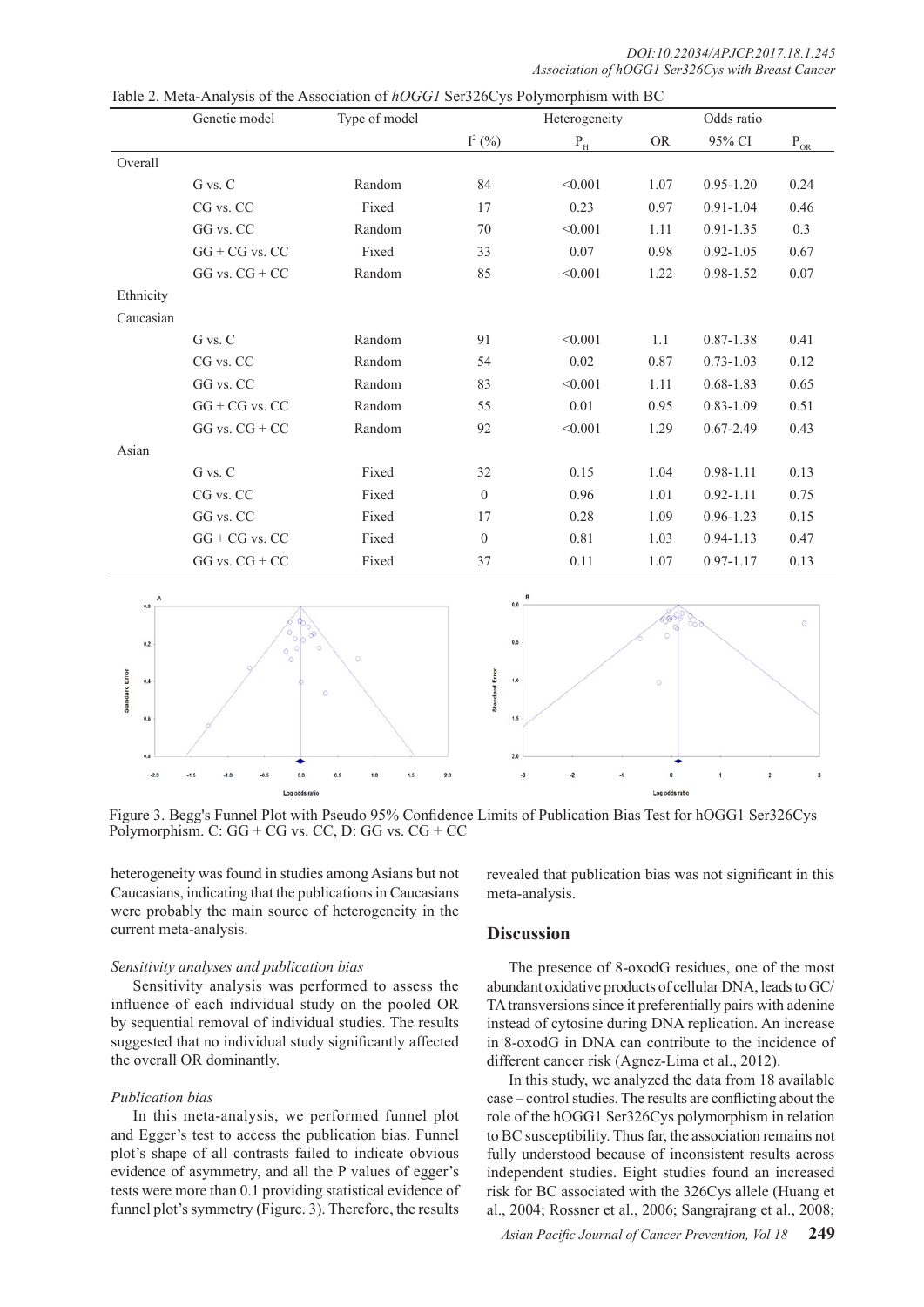Table 2. Meta-Analysis of the Association of *hOGG1* Ser326Cys Polymorphism with BC

| | Genetic model | Type of model | Heterogeneity | | Odds ratio | | |
|---|---|---|---|---|---|---|---|
| | | | $I^2$ (%) | $P_H$ | OR | 95% CI | $P_{OR}$ |
| Overall | | | | | | | |
| | G vs. C | Random | 84 | <0.001 | 1.07 | 0.95-1.20 | 0.24 |
| | CG vs. CC | Fixed | 17 | 0.23 | 0.97 | 0.91-1.04 | 0.46 |
| | GG vs. CC | Random | 70 | <0.001 | 1.11 | 0.91-1.35 | 0.3 |
| | GG + CG vs. CC | Fixed | 33 | 0.07 | 0.98 | 0.92-1.05 | 0.67 |
| | GG vs. CG + CC | Random | 85 | <0.001 | 1.22 | 0.98-1.52 | 0.07 |
| Ethnicity | | | | | | | |
| Caucasian | | | | | | | |
| | G vs. C | Random | 91 | <0.001 | 1.1 | 0.87-1.38 | 0.41 |
| | CG vs. CC | Random | 54 | 0.02 | 0.87 | 0.73-1.03 | 0.12 |
| | GG vs. CC | Random | 83 | <0.001 | 1.11 | 0.68-1.83 | 0.65 |
| | GG + CG vs. CC | Random | 55 | 0.01 | 0.95 | 0.83-1.09 | 0.51 |
| | GG vs. CG + CC | Random | 92 | <0.001 | 1.29 | 0.67-2.49 | 0.43 |
| Asian | | | | | | | |
| | G vs. C | Fixed | 32 | 0.15 | 1.04 | 0.98-1.11 | 0.13 |
| | CG vs. CC | Fixed | 0 | 0.96 | 1.01 | 0.92-1.11 | 0.75 |
| | GG vs. CC | Fixed | 17 | 0.28 | 1.09 | 0.96-1.23 | 0.15 |
| | GG + CG vs. CC | Fixed | 0 | 0.81 | 1.03 | 0.94-1.13 | 0.47 |
| | GG vs. CG + CC | Fixed | 37 | 0.11 | 1.07 | 0.97-1.17 | 0.13 |

Figure 3. Begg's Funnel Plot with Pseudo 95% Confidence Limits of Publication Bias Test for hOGG1 Ser326Cys Polymorphism. C: GG + CG vs. CC, D: GG vs. CG + CC

heterogeneity was found in studies among Asians but not Caucasians, indicating that the publications in Caucasians were probably the main source of heterogeneity in the current meta-analysis.

*Sensitivity analyses and publication bias*

Sensitivity analysis was performed to assess the influence of each individual study on the pooled OR by sequential removal of individual studies. The results suggested that no individual study significantly affected the overall OR dominantly.

*Publication bias*

In this meta-analysis, we performed funnel plot and Egger's test to access the publication bias. Funnel plot's shape of all contrasts failed to indicate obvious evidence of asymmetry, and all the P values of egger's tests were more than 0.1 providing statistical evidence of funnel plot's symmetry (Figure. 3). Therefore, the results revealed that publication bias was not significant in this meta-analysis.

## Discussion

The presence of 8-oxodG residues, one of the most abundant oxidative products of cellular DNA, leads to GC/TA transversions since it preferentially pairs with adenine instead of cytosine during DNA replication. An increase in 8-oxodG in DNA can contribute to the incidence of different cancer risk (Agnez-Lima et al., 2012).

In this study, we analyzed the data from 18 available case – control studies. The results are conflicting about the role of the hOGG1 Ser326Cys polymorphism in relation to BC susceptibility. Thus far, the association remains not fully understood because of inconsistent results across independent studies. Eight studies found an increased risk for BC associated with the 326Cys allele (Huang et al., 2004; Rossner et al., 2006; Sangrajrang et al., 2008;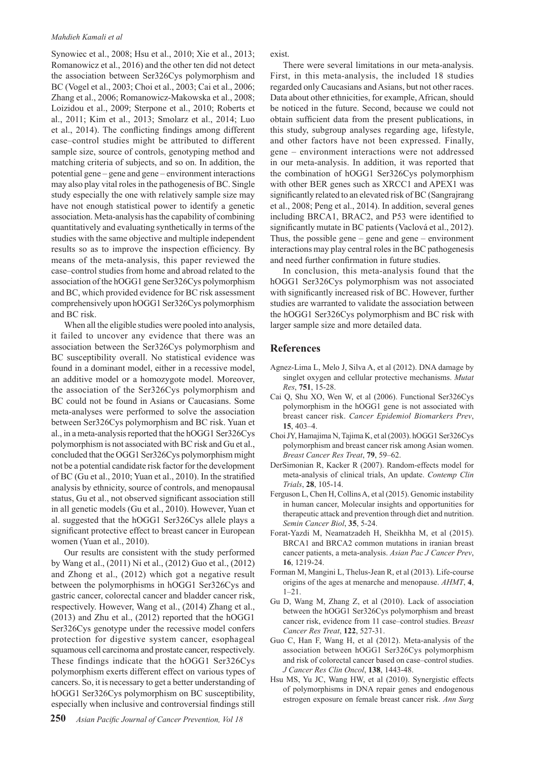Synowiec et al., 2008; Hsu et al., 2010; Xie et al., 2013; Romanowicz et al., 2016) and the other ten did not detect the association between Ser326Cys polymorphism and BC (Vogel et al., 2003; Choi et al., 2003; Cai et al., 2006; Zhang et al., 2006; Romanowicz-Makowska et al., 2008; Loizidou et al., 2009; Sterpone et al., 2010; Roberts et al., 2011; Kim et al., 2013; Smolarz et al., 2014; Luo et al., 2014). The conflicting findings among different case–control studies might be attributed to different sample size, source of controls, genotyping method and matching criteria of subjects, and so on. In addition, the potential gene – gene and gene – environment interactions may also play vital roles in the pathogenesis of BC. Single study especially the one with relatively sample size may have not enough statistical power to identify a genetic association. Meta-analysis has the capability of combining quantitatively and evaluating synthetically in terms of the studies with the same objective and multiple independent results so as to improve the inspection efficiency. By means of the meta-analysis, this paper reviewed the case–control studies from home and abroad related to the association of the hOGG1 gene Ser326Cys polymorphism and BC, which provided evidence for BC risk assessment comprehensively upon hOGG1 Ser326Cys polymorphism and BC risk.

When all the eligible studies were pooled into analysis, it failed to uncover any evidence that there was an association between the Ser326Cys polymorphism and BC susceptibility overall. No statistical evidence was found in a dominant model, either in a recessive model, an additive model or a homozygote model. Moreover, the association of the Ser326Cys polymorphism and BC could not be found in Asians or Caucasians. Some meta-analyses were performed to solve the association between Ser326Cys polymorphism and BC risk. Yuan et al., in a meta-analysis reported that the hOGG1 Ser326Cys polymorphism is not associated with BC risk and Gu et al., concluded that the OGG1 Ser326Cys polymorphism might not be a potential candidate risk factor for the development of BC (Gu et al., 2010; Yuan et al., 2010). In the stratified analysis by ethnicity, source of controls, and menopausal status, Gu et al., not observed significant association still in all genetic models (Gu et al., 2010). However, Yuan et al. suggested that the hOGG1 Ser326Cys allele plays a significant protective effect to breast cancer in European women (Yuan et al., 2010).

Our results are consistent with the study performed by Wang et al., (2011) Ni et al., (2012) Guo et al., (2012) and Zhong et al., (2012) which got a negative result between the polymorphisms in hOGG1 Ser326Cys and gastric cancer, colorectal cancer and bladder cancer risk, respectively. However, Wang et al., (2014) Zhang et al., (2013) and Zhu et al., (2012) reported that the hOGG1 Ser326Cys genotype under the recessive model confers protection for digestive system cancer, esophageal squamous cell carcinoma and prostate cancer, respectively. These findings indicate that the hOGG1 Ser326Cys polymorphism exerts different effect on various types of cancers. So, it is necessary to get a better understanding of hOGG1 Ser326Cys polymorphism on BC susceptibility, especially when inclusive and controversial findings still exist.

There were several limitations in our meta-analysis. First, in this meta-analysis, the included 18 studies regarded only Caucasians and Asians, but not other races. Data about other ethnicities, for example, African, should be noticed in the future. Second, because we could not obtain sufficient data from the present publications, in this study, subgroup analyses regarding age, lifestyle, and other factors have not been expressed. Finally, gene – environment interactions were not addressed in our meta-analysis. In addition, it was reported that the combination of hOGG1 Ser326Cys polymorphism with other BER genes such as XRCC1 and APEX1 was significantly related to an elevated risk of BC (Sangrajrang et al., 2008; Peng et al., 2014). In addition, several genes including BRCA1, BRAC2, and P53 were identified to significantly mutate in BC patients (Vaclová et al., 2012). Thus, the possible gene – gene and gene – environment interactions may play central roles in the BC pathogenesis and need further confirmation in future studies.

In conclusion, this meta-analysis found that the hOGG1 Ser326Cys polymorphism was not associated with significantly increased risk of BC. However, further studies are warranted to validate the association between the hOGG1 Ser326Cys polymorphism and BC risk with larger sample size and more detailed data.

## References

Agnez-Lima L, Melo J, Silva A, et al (2012). DNA damage by singlet oxygen and cellular protective mechanisms. *Mutat Res*, **751**, 15-28.

Cai Q, Shu XO, Wen W, et al (2006). Functional Ser326Cys polymorphism in the hOGG1 gene is not associated with breast cancer risk. *Cancer Epidemiol Biomarkers Prev*, **15**, 403–4.

Choi JY, Hamajima N, Tajima K, et al (2003). hOGG1 Ser326Cys polymorphism and breast cancer risk among Asian women. *Breast Cancer Res Treat*, **79**, 59–62.

DerSimonian R, Kacker R (2007). Random-effects model for meta-analysis of clinical trials, An update. *Contemp Clin Trials*, **28**, 105-14.

Ferguson L, Chen H, Collins A, et al (2015). Genomic instability in human cancer, Molecular insights and opportunities for therapeutic attack and prevention through diet and nutrition. *Semin Cancer Biol*, **35**, 5-24.

Forat-Yazdi M, Neamatzadeh H, Sheikhha M, et al (2015). BRCA1 and BRCA2 common mutations in iranian breast cancer patients, a meta-analysis. *Asian Pac J Cancer Prev*, **16**, 1219-24.

Forman M, Mangini L, Thelus-Jean R, et al (2013). Life-course origins of the ages at menarche and menopause. *AHMT*, **4**, 1–21.

Gu D, Wang M, Zhang Z, et al (2010). Lack of association between the hOGG1 Ser326Cys polymorphism and breast cancer risk, evidence from 11 case–control studies. B*reast Cancer Res Treat*, **122**, 527-31.

Guo C, Han F, Wang H, et al (2012). Meta-analysis of the association between hOGG1 Ser326Cys polymorphism and risk of colorectal cancer based on case–control studies. *J Cancer Res Clin Oncol*, **138**, 1443-48.

Hsu MS, Yu JC, Wang HW, et al (2010). Synergistic effects of polymorphisms in DNA repair genes and endogenous estrogen exposure on female breast cancer risk. *Ann Surg*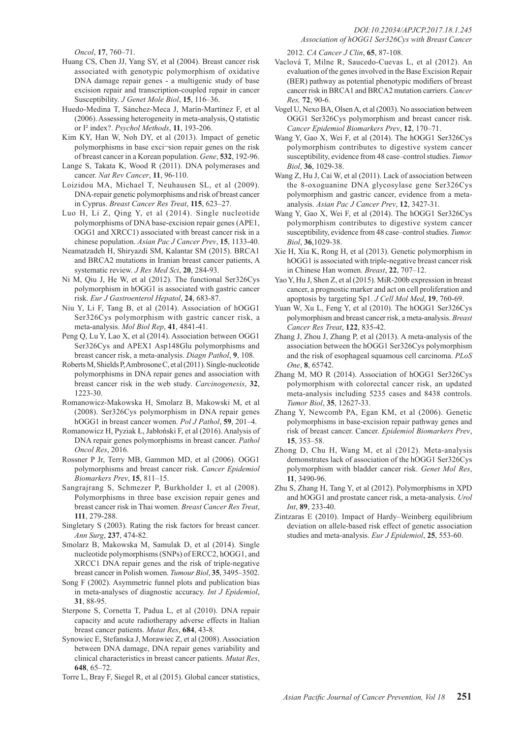*Oncol*, **17**, 760–71.

Huang CS, Chen JJ, Yang SY, et al (2004). Breast cancer risk associated with genotypic polymorphism of oxidative DNA damage repair genes - a multigenic study of base excision repair and transcription-coupled repair in cancer Susceptibility. *J Genet Mole Biol*, **15**, 116–36.

Huedo-Medina T, Sánchez-Meca J, Marín-Martínez F, et al (2006). Assessing heterogeneity in meta-analysis, Q statistic or I² index?. *Psychol Methods*, **11**, 193-206.

Kim KY, Han W, Noh DY, et al (2013). Impact of genetic polymorphisms in base exci¬sion repair genes on the risk of breast cancer in a Korean population. *Gene*, **532**, 192-96.

Lange S, Takata K, Wood R (2011). DNA polymerases and cancer. *Nat Rev Cancer*, **11**, 96-110.

Loizidou MA, Michael T, Neuhausen SL, et al (2009). DNA-repair genetic polymorphisms and risk of breast cancer in Cyprus. *Breast Cancer Res Treat*, **115**, 623–27.

Luo H, Li Z, Qing Y, et al (2014). Single nucleotide polymorphisms of DNA base-excision repair genes (APE1, OGG1 and XRCC1) associated with breast cancer risk in a chinese population. *Asian Pac J Cancer Prev*, **15**, 1133-40.

Neamatzadeh H, Shiryazdi SM, Kalantar SM (2015). BRCA1 and BRCA2 mutations in Iranian breast cancer patients, A systematic review. *J Res Med Sci*, **20**, 284-93.

Ni M, Qiu J, He W, et al (2012). The functional Ser326Cys polymorphism in hOGG1 is associated with gastric cancer risk. *Eur J Gastroenterol Hepatol*, **24**, 683-87.

Niu Y, Li F, Tang B, et al (2014). Association of hOGG1 Ser326Cys polymorphism with gastric cancer risk, a meta-analysis. *Mol Biol Rep*, **41**, 4841-41.

Peng Q, Lu Y, Lao X, et al (2014). Association between OGG1 Ser326Cys and APEX1 Asp148Glu polymorphisms and breast cancer risk, a meta-analysis. *Diagn Pathol*, **9**, 108.

Roberts M, Shields P, Ambrosone C, et al (2011). Single-nucleotide polymorphisms in DNA repair genes and association with breast cancer risk in the web study. *Carcinogenesis*, **32**, 1223-30.

Romanowicz-Makowska H, Smolarz B, Makowski M, et al (2008). Ser326Cys polymorphism in DNA repair genes hOGG1 in breast cancer women. *Pol J Pathol*, **59**, 201–4.

Romanowicz H, Pyziak Ł, Jabłoński F, et al (2016). Analysis of DNA repair genes polymorphisms in breast cancer. *Pathol Oncol Res*, 2016.

Rossner P Jr, Terry MB, Gammon MD, et al (2006). OGG1 polymorphisms and breast cancer risk. *Cancer Epidemiol Biomarkers Prev*, **15**, 811–15.

Sangrajrang S, Schmezer P, Burkholder I, et al (2008). Polymorphisms in three base excision repair genes and breast cancer risk in Thai women. *Breast Cancer Res Treat*, **111**, 279-288.

Singletary S (2003). Rating the risk factors for breast cancer. *Ann Surg*, **237**, 474-82.

Smolarz B, Makowska M, Samulak D, et al (2014). Single nucleotide polymorphisms (SNPs) of ERCC2, hOGG1, and XRCC1 DNA repair genes and the risk of triple-negative breast cancer in Polish women. *Tumour Biol*, **35**, 3495–3502.

Song F (2002). Asymmetric funnel plots and publication bias in meta-analyses of diagnostic accuracy. *Int J Epidemiol*, **31**, 88-95.

Sterpone S, Cornetta T, Padua L, et al (2010). DNA repair capacity and acute radiotherapy adverse effects in Italian breast cancer patients. *Mutat Res*, **684**, 43-8.

Synowiec E, Stefanska J, Morawiec Z, et al (2008). Association between DNA damage, DNA repair genes variability and clinical characteristics in breast cancer patients. *Mutat Res*, **648**, 65–72.

Torre L, Bray F, Siegel R, et al (2015). Global cancer statistics, 2012. *CA Cancer J Clin*, **65**, 87-108.

Vaclová T, Milne R, Saucedo-Cuevas L, et al (2012). An evaluation of the genes involved in the Base Excision Repair (BER) pathway as potential phenotypic modifiers of breast cancer risk in BRCA1 and BRCA2 mutation carriers. *Cancer Res,* **72**, 90-6.

Vogel U, Nexo BA, Olsen A, et al (2003). No association between OGG1 Ser326Cys polymorphism and breast cancer risk. *Cancer Epidemiol Biomarkers Prev*, **12**, 170–71.

Wang Y, Gao X, Wei F, et al (2014). The hOGG1 Ser326Cys polymorphism contributes to digestive system cancer susceptibility, evidence from 48 case–control studies. *Tumor Biol*, **36**, 1029-38.

Wang Z, Hu J, Cai W, et al (2011). Lack of association between the 8-oxoguanine DNA glycosylase gene Ser326Cys polymorphism and gastric cancer, evidence from a meta-analysis. *Asian Pac J Cancer Prev*, **12**, 3427-31.

Wang Y, Gao X, Wei F, et al (2014). The hOGG1 Ser326Cys polymorphism contributes to digestive system cancer susceptibility, evidence from 48 case–control studies. *Tumor. Biol*, **36**,1029-38.

Xie H, Xia K, Rong H, et al (2013). Genetic polymorphism in hOGG1 is associated with triple-negative breast cancer risk in Chinese Han women. *Breast*, **22**, 707–12.

Yao Y, Hu J, Shen Z, et al (2015). MiR-200b expression in breast cancer, a prognostic marker and act on cell proliferation and apoptosis by targeting Sp1. *J Cell Mol Med*, **19**, 760-69.

Yuan W, Xu L, Feng Y, et al (2010). The hOGG1 Ser326Cys polymorphism and breast cancer risk, a meta-analysis. *Breast Cancer Res Treat*, **122**, 835-42.

Zhang J, Zhou J, Zhang P, et al (2013). A meta-analysis of the association between the hOGG1 Ser326Cys polymorphism and the risk of esophageal squamous cell carcinoma. *PLoS One*, **8**, 65742.

Zhang M, MO R (2014). Association of hOGG1 Ser326Cys polymorphism with colorectal cancer risk, an updated meta-analysis including 5235 cases and 8438 controls. *Tumor Biol*, **35**, 12627-33.

Zhang Y, Newcomb PA, Egan KM, et al (2006). Genetic polymorphisms in base-excision repair pathway genes and risk of breast cancer. Cancer. *Epidemiol Biomarkers Prev*, **15**, 353–58.

Zhong D, Chu H, Wang M, et al (2012). Meta-analysis demonstrates lack of association of the hOGG1 Ser326Cys polymorphism with bladder cancer risk. *Genet Mol Res*, **11**, 3490-96.

Zhu S, Zhang H, Tang Y, et al (2012). Polymorphisms in XPD and hOGG1 and prostate cancer risk, a meta-analysis. *Urol Int*, **89**, 233-40.

Zintzaras E (2010). Impact of Hardy–Weinberg equilibrium deviation on allele-based risk effect of genetic association studies and meta-analysis. *Eur J Epidemiol*, **25**, 553-60.